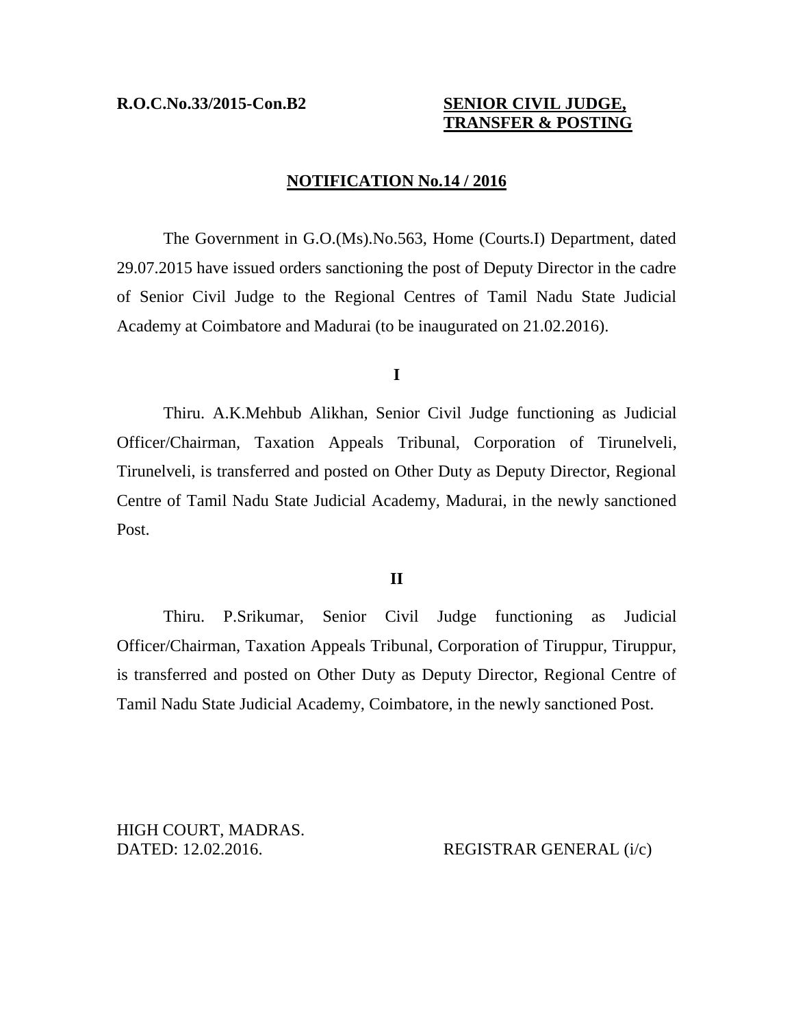**R.O.C.No.33/2015-Con.B2**

**SENIOR CIVIL JUDGE, TRANSFER & POSTING**

## NOTIFICATION No.14 / 2016

The Government in G.O.(Ms).No.563, Home (Courts.I) Department, dated 29.07.2015 have issued orders sanctioning the post of Deputy Director in the cadre of Senior Civil Judge to the Regional Centres of Tamil Nadu State Judicial Academy at Coimbatore and Madurai (to be inaugurated on 21.02.2016).

**I**

Thiru. A.K.Mehbub Alikhan, Senior Civil Judge functioning as Judicial Officer/Chairman, Taxation Appeals Tribunal, Corporation of Tirunelveli, Tirunelveli, is transferred and posted on Other Duty as Deputy Director, Regional Centre of Tamil Nadu State Judicial Academy, Madurai, in the newly sanctioned Post.

**II**

Thiru. P.Srikumar, Senior Civil Judge functioning as Judicial Officer/Chairman, Taxation Appeals Tribunal, Corporation of Tiruppur, Tiruppur, is transferred and posted on Other Duty as Deputy Director, Regional Centre of Tamil Nadu State Judicial Academy, Coimbatore, in the newly sanctioned Post.

HIGH COURT, MADRAS.
DATED: 12.02.2016.

REGISTRAR GENERAL (i/c)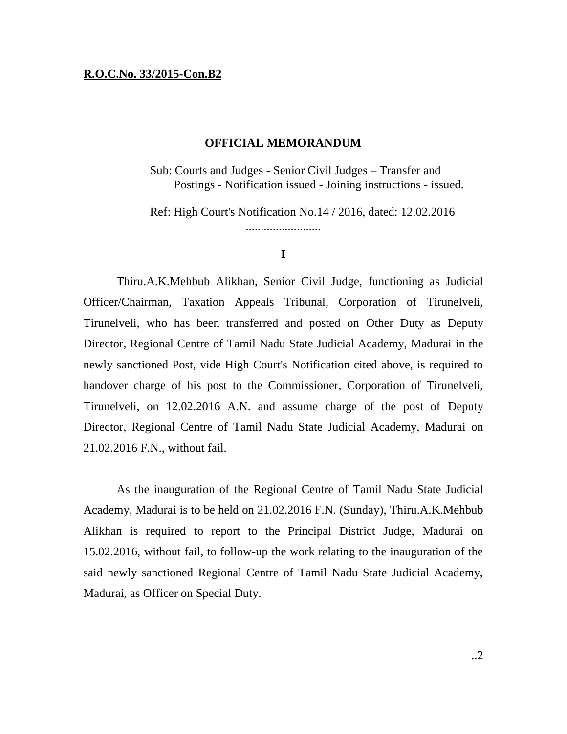**R.O.C.No. 33/2015-Con.B2**

## OFFICIAL MEMORANDUM

Sub: Courts and Judges - Senior Civil Judges – Transfer and Postings - Notification issued - Joining instructions - issued.

Ref: High Court's Notification No.14 / 2016, dated: 12.02.2016

.........................

**I**

Thiru.A.K.Mehbub Alikhan, Senior Civil Judge, functioning as Judicial Officer/Chairman, Taxation Appeals Tribunal, Corporation of Tirunelveli, Tirunelveli, who has been transferred and posted on Other Duty as Deputy Director, Regional Centre of Tamil Nadu State Judicial Academy, Madurai in the newly sanctioned Post, vide High Court's Notification cited above, is required to handover charge of his post to the Commissioner, Corporation of Tirunelveli, Tirunelveli, on 12.02.2016 A.N. and assume charge of the post of Deputy Director, Regional Centre of Tamil Nadu State Judicial Academy, Madurai on 21.02.2016 F.N., without fail.

As the inauguration of the Regional Centre of Tamil Nadu State Judicial Academy, Madurai is to be held on 21.02.2016 F.N. (Sunday), Thiru.A.K.Mehbub Alikhan is required to report to the Principal District Judge, Madurai on 15.02.2016, without fail, to follow-up the work relating to the inauguration of the said newly sanctioned Regional Centre of Tamil Nadu State Judicial Academy, Madurai, as Officer on Special Duty.

..2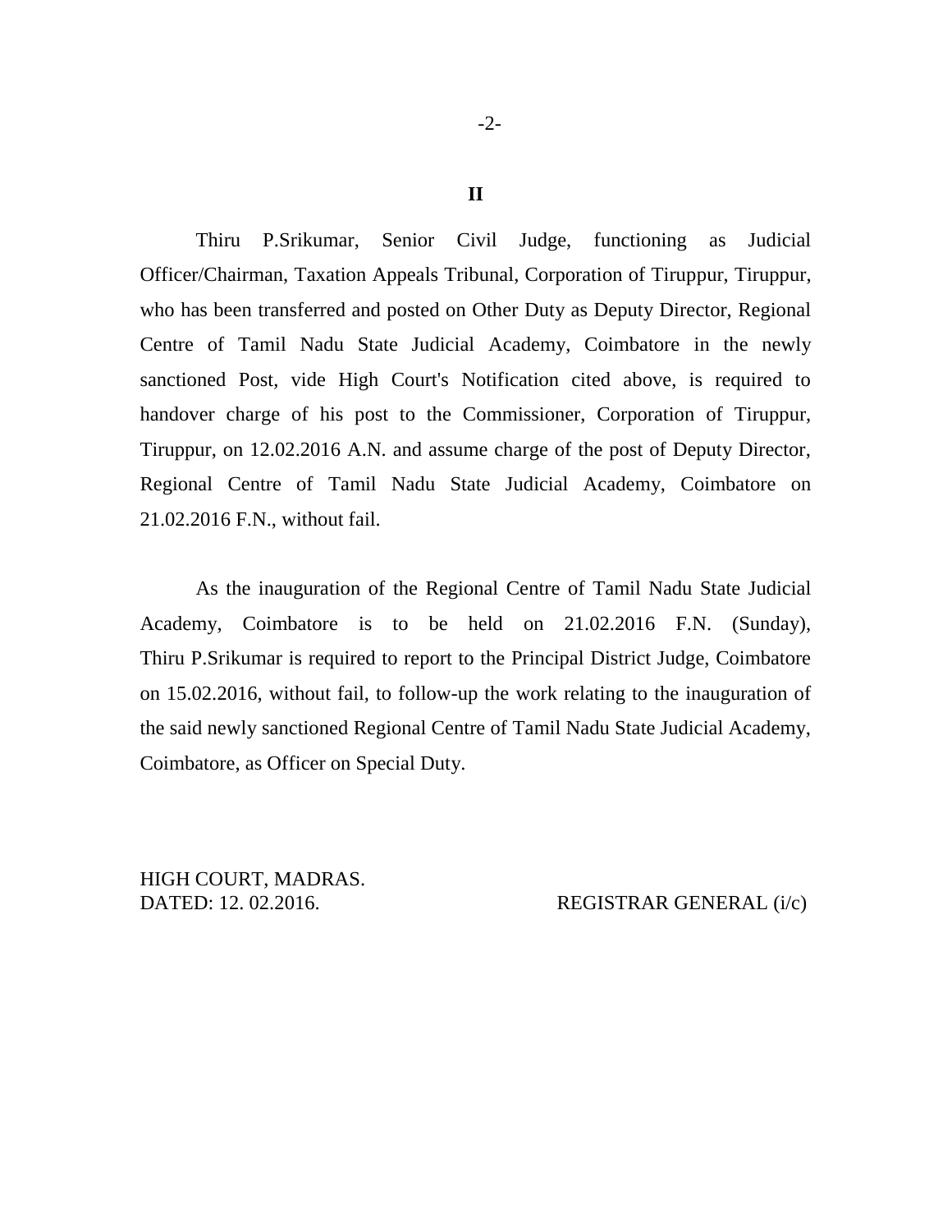**II**

Thiru P.Srikumar, Senior Civil Judge, functioning as Judicial Officer/Chairman, Taxation Appeals Tribunal, Corporation of Tiruppur, Tiruppur, who has been transferred and posted on Other Duty as Deputy Director, Regional Centre of Tamil Nadu State Judicial Academy, Coimbatore in the newly sanctioned Post, vide High Court's Notification cited above, is required to handover charge of his post to the Commissioner, Corporation of Tiruppur, Tiruppur, on 12.02.2016 A.N. and assume charge of the post of Deputy Director, Regional Centre of Tamil Nadu State Judicial Academy, Coimbatore on 21.02.2016 F.N., without fail.

As the inauguration of the Regional Centre of Tamil Nadu State Judicial Academy, Coimbatore is to be held on 21.02.2016 F.N. (Sunday), Thiru P.Srikumar is required to report to the Principal District Judge, Coimbatore on 15.02.2016, without fail, to follow-up the work relating to the inauguration of the said newly sanctioned Regional Centre of Tamil Nadu State Judicial Academy, Coimbatore, as Officer on Special Duty.

HIGH COURT, MADRAS.
DATED: 12. 02.2016.

REGISTRAR GENERAL (i/c)